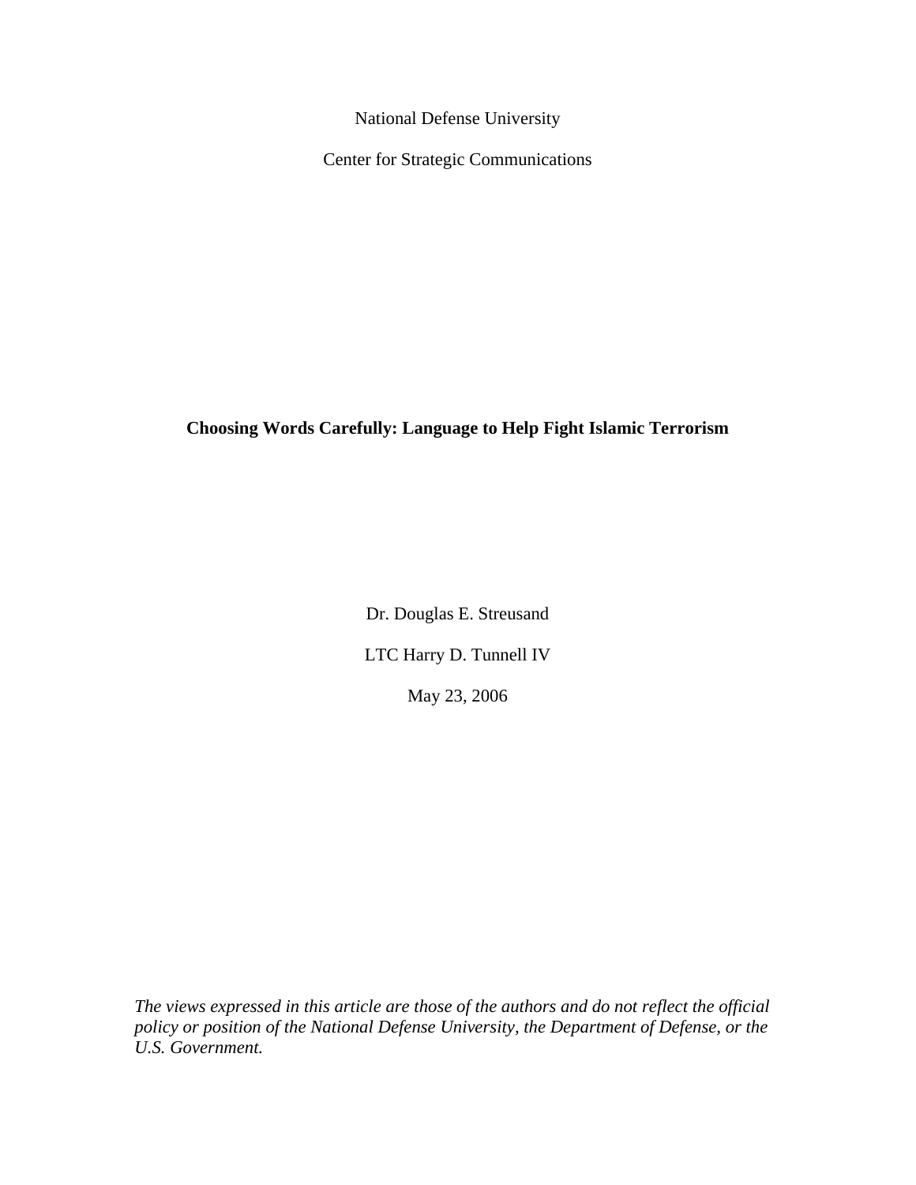National Defense University

Center for Strategic Communications

# Choosing Words Carefully: Language to Help Fight Islamic Terrorism

Dr. Douglas E. Streusand

LTC Harry D. Tunnell IV

May 23, 2006

*The views expressed in this article are those of the authors and do not reflect the official policy or position of the National Defense University, the Department of Defense, or the U.S. Government.*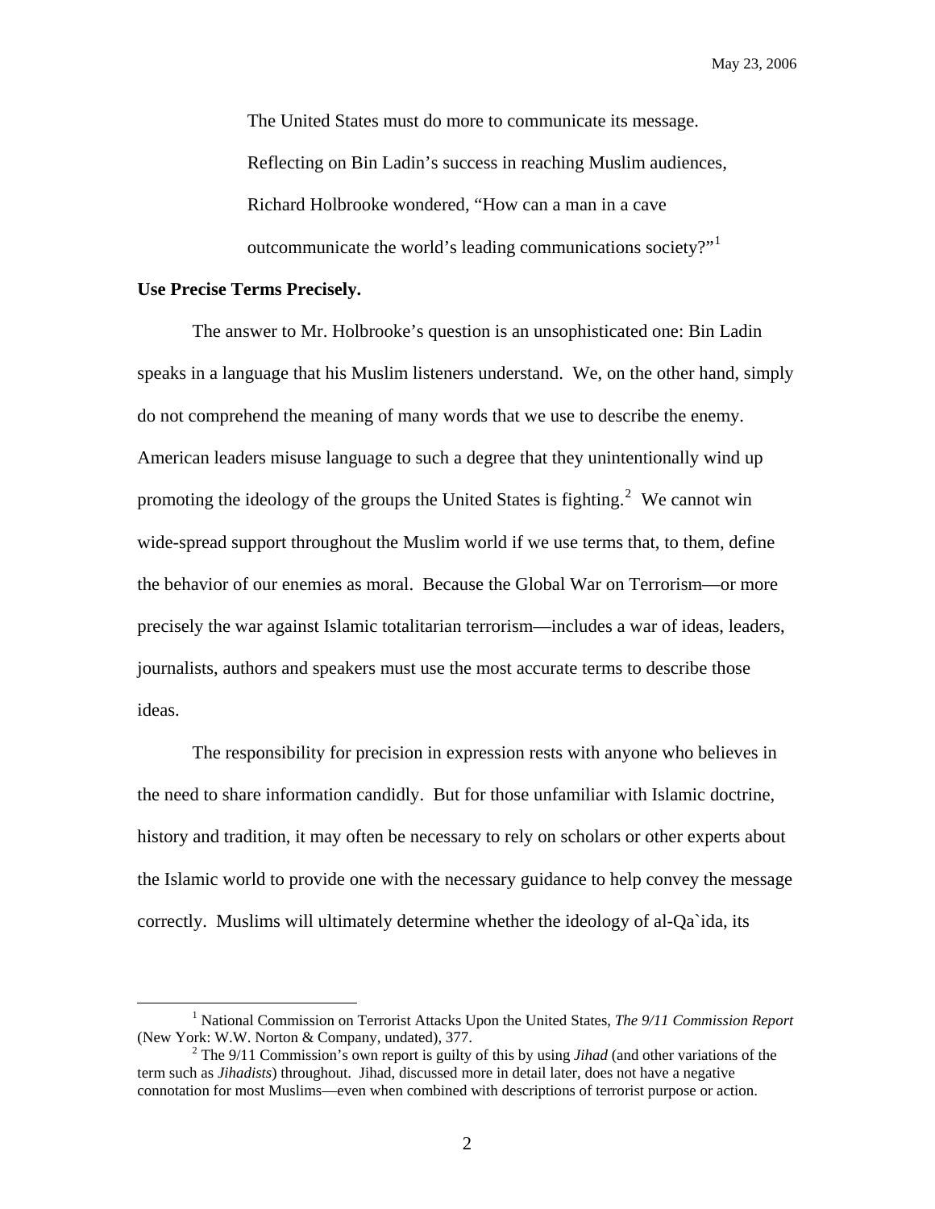> The United States must do more to communicate its message. Reflecting on Bin Ladin's success in reaching Muslim audiences, Richard Holbrooke wondered, "How can a man in a cave outcommunicate the world's leading communications society?"[1]

**Use Precise Terms Precisely.**

The answer to Mr. Holbrooke's question is an unsophisticated one: Bin Ladin speaks in a language that his Muslim listeners understand. We, on the other hand, simply do not comprehend the meaning of many words that we use to describe the enemy. American leaders misuse language to such a degree that they unintentionally wind up promoting the ideology of the groups the United States is fighting.[2] We cannot win wide-spread support throughout the Muslim world if we use terms that, to them, define the behavior of our enemies as moral. Because the Global War on Terrorism—or more precisely the war against Islamic totalitarian terrorism—includes a war of ideas, leaders, journalists, authors and speakers must use the most accurate terms to describe those ideas.

The responsibility for precision in expression rests with anyone who believes in the need to share information candidly. But for those unfamiliar with Islamic doctrine, history and tradition, it may often be necessary to rely on scholars or other experts about the Islamic world to provide one with the necessary guidance to help convey the message correctly. Muslims will ultimately determine whether the ideology of al-Qa`ida, its

---

[1] National Commission on Terrorist Attacks Upon the United States, *The 9/11 Commission Report* (New York: W.W. Norton & Company, undated), 377.

[2] The 9/11 Commission's own report is guilty of this by using *Jihad* (and other variations of the term such as *Jihadists*) throughout. Jihad, discussed more in detail later, does not have a negative connotation for most Muslims—even when combined with descriptions of terrorist purpose or action.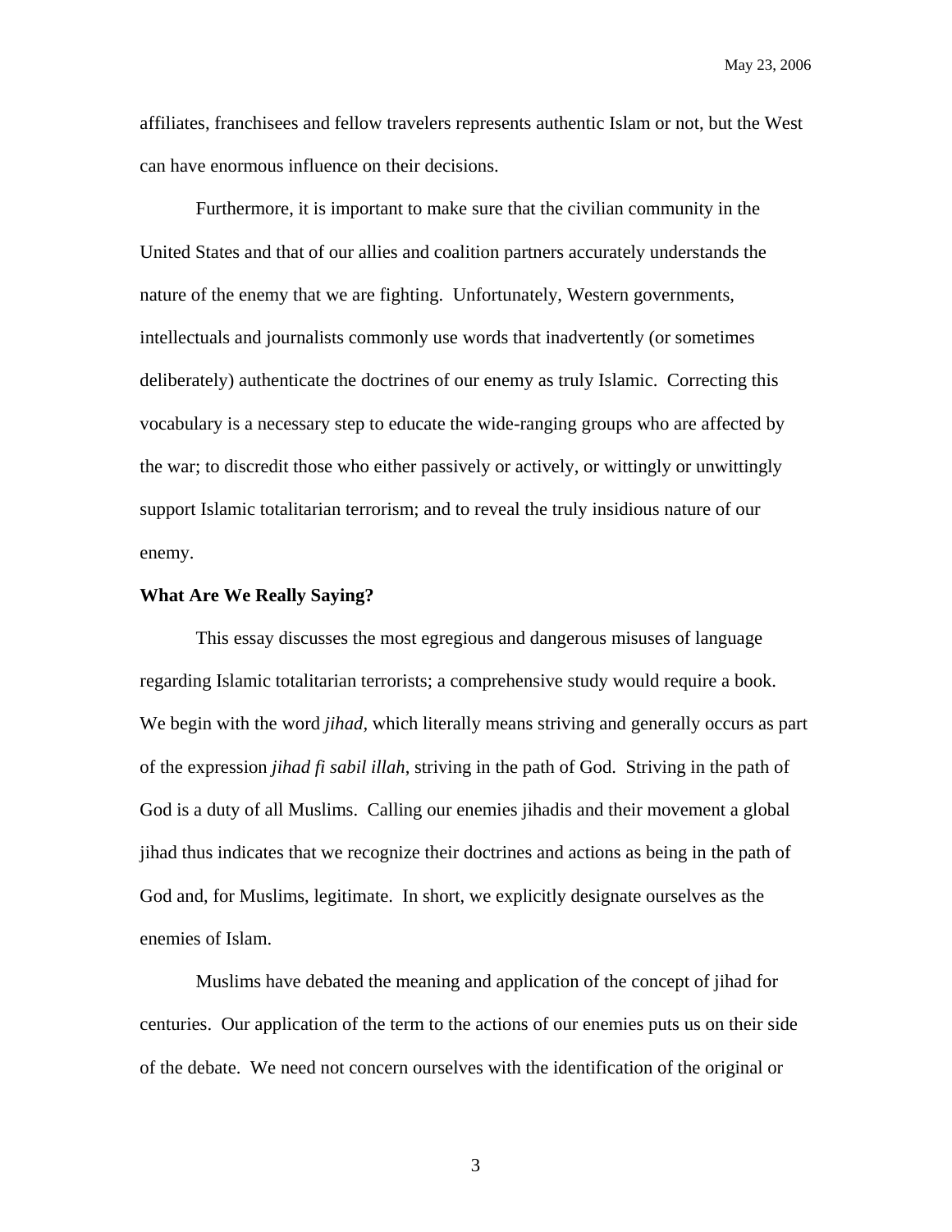affiliates, franchisees and fellow travelers represents authentic Islam or not, but the West can have enormous influence on their decisions.

Furthermore, it is important to make sure that the civilian community in the United States and that of our allies and coalition partners accurately understands the nature of the enemy that we are fighting. Unfortunately, Western governments, intellectuals and journalists commonly use words that inadvertently (or sometimes deliberately) authenticate the doctrines of our enemy as truly Islamic. Correcting this vocabulary is a necessary step to educate the wide-ranging groups who are affected by the war; to discredit those who either passively or actively, or wittingly or unwittingly support Islamic totalitarian terrorism; and to reveal the truly insidious nature of our enemy.

**What Are We Really Saying?**

This essay discusses the most egregious and dangerous misuses of language regarding Islamic totalitarian terrorists; a comprehensive study would require a book. We begin with the word *jihad,* which literally means striving and generally occurs as part of the expression *jihad fi sabil illah*, striving in the path of God. Striving in the path of God is a duty of all Muslims. Calling our enemies jihadis and their movement a global jihad thus indicates that we recognize their doctrines and actions as being in the path of God and, for Muslims, legitimate. In short, we explicitly designate ourselves as the enemies of Islam.

Muslims have debated the meaning and application of the concept of jihad for centuries. Our application of the term to the actions of our enemies puts us on their side of the debate. We need not concern ourselves with the identification of the original or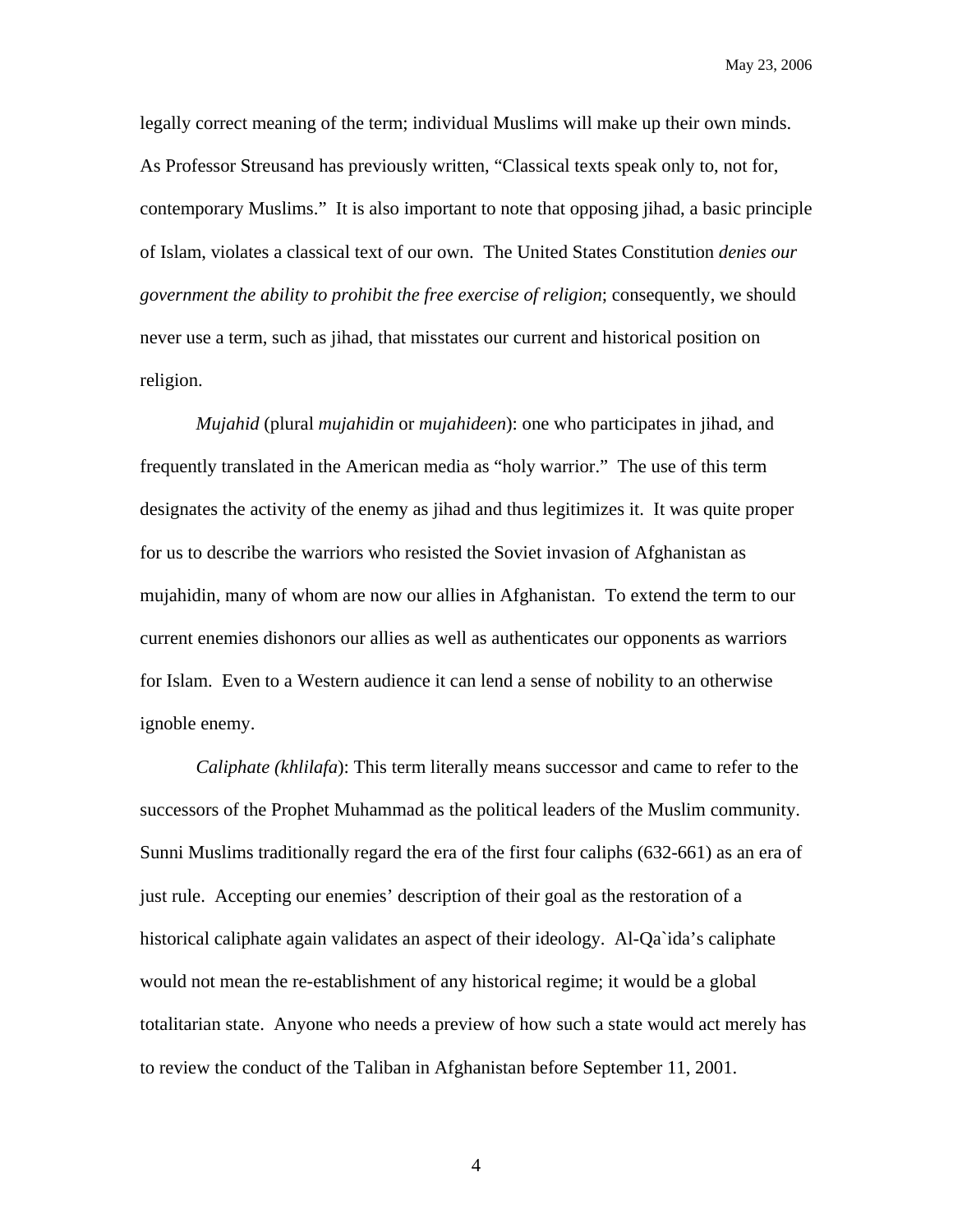legally correct meaning of the term; individual Muslims will make up their own minds. As Professor Streusand has previously written, "Classical texts speak only to, not for, contemporary Muslims." It is also important to note that opposing jihad, a basic principle of Islam, violates a classical text of our own. The United States Constitution *denies our government the ability to prohibit the free exercise of religion*; consequently, we should never use a term, such as jihad, that misstates our current and historical position on religion.

*Mujahid* (plural *mujahidin* or *mujahideen*): one who participates in jihad, and frequently translated in the American media as "holy warrior." The use of this term designates the activity of the enemy as jihad and thus legitimizes it. It was quite proper for us to describe the warriors who resisted the Soviet invasion of Afghanistan as mujahidin, many of whom are now our allies in Afghanistan. To extend the term to our current enemies dishonors our allies as well as authenticates our opponents as warriors for Islam. Even to a Western audience it can lend a sense of nobility to an otherwise ignoble enemy.

*Caliphate (khlilafa)*: This term literally means successor and came to refer to the successors of the Prophet Muhammad as the political leaders of the Muslim community. Sunni Muslims traditionally regard the era of the first four caliphs (632-661) as an era of just rule. Accepting our enemies' description of their goal as the restoration of a historical caliphate again validates an aspect of their ideology. Al-Qa`ida's caliphate would not mean the re-establishment of any historical regime; it would be a global totalitarian state. Anyone who needs a preview of how such a state would act merely has to review the conduct of the Taliban in Afghanistan before September 11, 2001.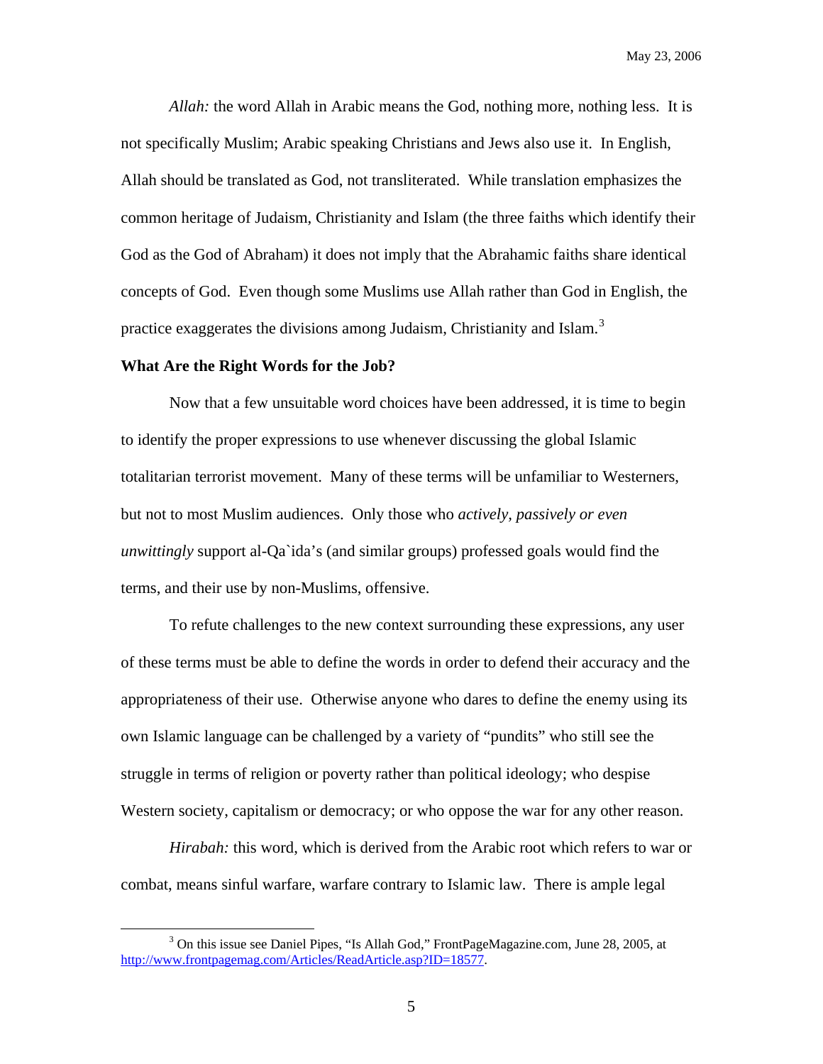*Allah:* the word Allah in Arabic means the God, nothing more, nothing less. It is not specifically Muslim; Arabic speaking Christians and Jews also use it. In English, Allah should be translated as God, not transliterated. While translation emphasizes the common heritage of Judaism, Christianity and Islam (the three faiths which identify their God as the God of Abraham) it does not imply that the Abrahamic faiths share identical concepts of God. Even though some Muslims use Allah rather than God in English, the practice exaggerates the divisions among Judaism, Christianity and Islam.[3]

**What Are the Right Words for the Job?**

Now that a few unsuitable word choices have been addressed, it is time to begin to identify the proper expressions to use whenever discussing the global Islamic totalitarian terrorist movement. Many of these terms will be unfamiliar to Westerners, but not to most Muslim audiences. Only those who *actively, passively or even unwittingly* support al-Qa`ida's (and similar groups) professed goals would find the terms, and their use by non-Muslims, offensive.

To refute challenges to the new context surrounding these expressions, any user of these terms must be able to define the words in order to defend their accuracy and the appropriateness of their use. Otherwise anyone who dares to define the enemy using its own Islamic language can be challenged by a variety of "pundits" who still see the struggle in terms of religion or poverty rather than political ideology; who despise Western society, capitalism or democracy; or who oppose the war for any other reason.

*Hirabah:* this word, which is derived from the Arabic root which refers to war or combat, means sinful warfare, warfare contrary to Islamic law. There is ample legal

---

[3] On this issue see Daniel Pipes, "Is Allah God," FrontPageMagazine.com, June 28, 2005, at http://www.frontpagemag.com/Articles/ReadArticle.asp?ID=18577.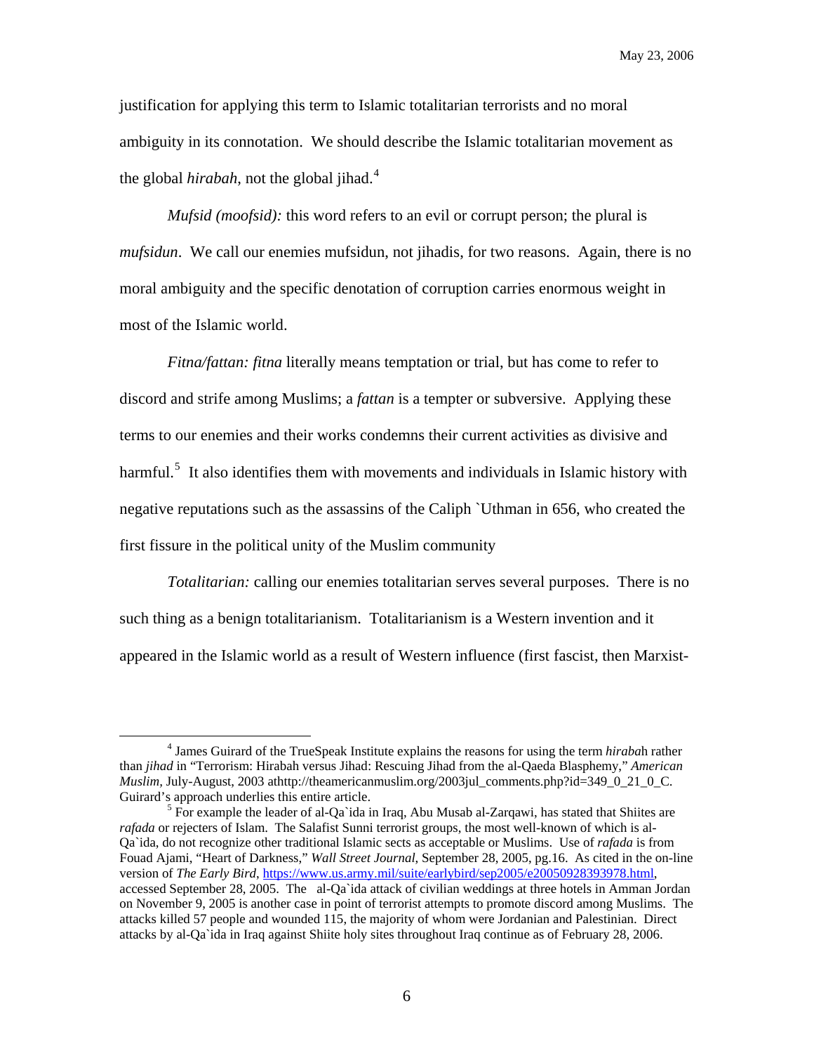justification for applying this term to Islamic totalitarian terrorists and no moral ambiguity in its connotation. We should describe the Islamic totalitarian movement as the global *hirabah*, not the global jihad.[4]

*Mufsid (moofsid):* this word refers to an evil or corrupt person; the plural is *mufsidun*. We call our enemies mufsidun, not jihadis, for two reasons. Again, there is no moral ambiguity and the specific denotation of corruption carries enormous weight in most of the Islamic world.

*Fitna/fattan: fitna* literally means temptation or trial, but has come to refer to discord and strife among Muslims; a *fattan* is a tempter or subversive. Applying these terms to our enemies and their works condemns their current activities as divisive and harmful.[5] It also identifies them with movements and individuals in Islamic history with negative reputations such as the assassins of the Caliph `Uthman in 656, who created the first fissure in the political unity of the Muslim community

*Totalitarian:* calling our enemies totalitarian serves several purposes. There is no such thing as a benign totalitarianism. Totalitarianism is a Western invention and it appeared in the Islamic world as a result of Western influence (first fascist, then Marxist-

---

[4] James Guirard of the TrueSpeak Institute explains the reasons for using the term *hirabah* rather than *jihad* in "Terrorism: Hirabah versus Jihad: Rescuing Jihad from the al-Qaeda Blasphemy," *American Muslim*, July-August, 2003 athttp://theamericanmuslim.org/2003jul_comments.php?id=349_0_21_0_C. Guirard's approach underlies this entire article.

[5] For example the leader of al-Qa`ida in Iraq, Abu Musab al-Zarqawi, has stated that Shiites are *rafada* or rejecters of Islam. The Salafist Sunni terrorist groups, the most well-known of which is al-Qa`ida, do not recognize other traditional Islamic sects as acceptable or Muslims. Use of *rafada* is from Fouad Ajami, "Heart of Darkness," *Wall Street Journal*, September 28, 2005, pg.16. As cited in the on-line version of *The Early Bird*, https://www.us.army.mil/suite/earlybird/sep2005/e20050928393978.html, accessed September 28, 2005. The al-Qa`ida attack of civilian weddings at three hotels in Amman Jordan on November 9, 2005 is another case in point of terrorist attempts to promote discord among Muslims. The attacks killed 57 people and wounded 115, the majority of whom were Jordanian and Palestinian. Direct attacks by al-Qa`ida in Iraq against Shiite holy sites throughout Iraq continue as of February 28, 2006.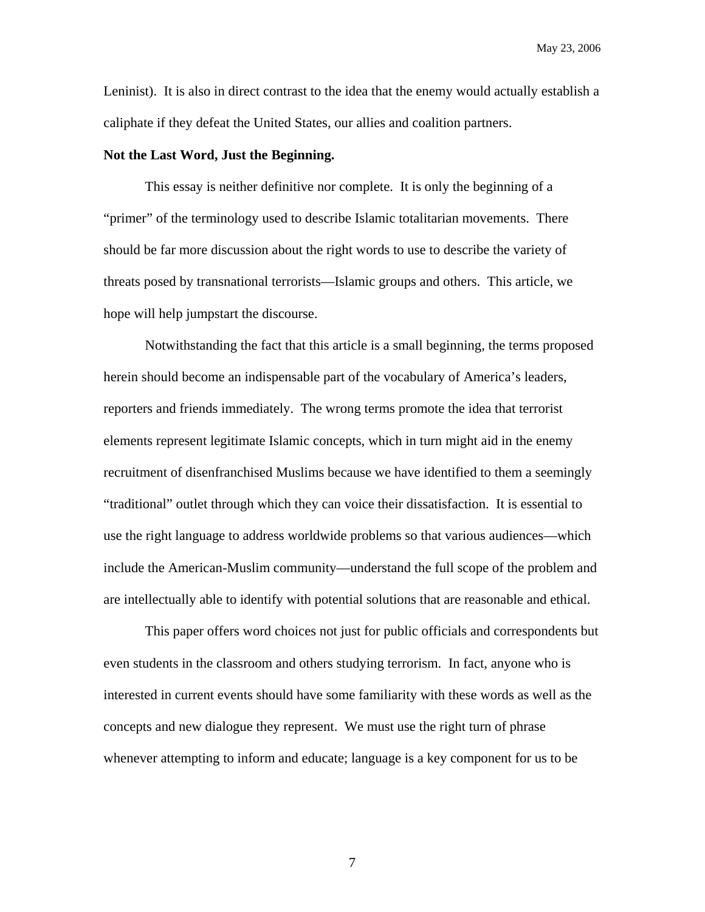Leninist). It is also in direct contrast to the idea that the enemy would actually establish a caliphate if they defeat the United States, our allies and coalition partners.

**Not the Last Word, Just the Beginning.**

This essay is neither definitive nor complete. It is only the beginning of a "primer" of the terminology used to describe Islamic totalitarian movements. There should be far more discussion about the right words to use to describe the variety of threats posed by transnational terrorists—Islamic groups and others. This article, we hope will help jumpstart the discourse.

Notwithstanding the fact that this article is a small beginning, the terms proposed herein should become an indispensable part of the vocabulary of America's leaders, reporters and friends immediately. The wrong terms promote the idea that terrorist elements represent legitimate Islamic concepts, which in turn might aid in the enemy recruitment of disenfranchised Muslims because we have identified to them a seemingly "traditional" outlet through which they can voice their dissatisfaction. It is essential to use the right language to address worldwide problems so that various audiences—which include the American-Muslim community—understand the full scope of the problem and are intellectually able to identify with potential solutions that are reasonable and ethical.

This paper offers word choices not just for public officials and correspondents but even students in the classroom and others studying terrorism. In fact, anyone who is interested in current events should have some familiarity with these words as well as the concepts and new dialogue they represent. We must use the right turn of phrase whenever attempting to inform and educate; language is a key component for us to be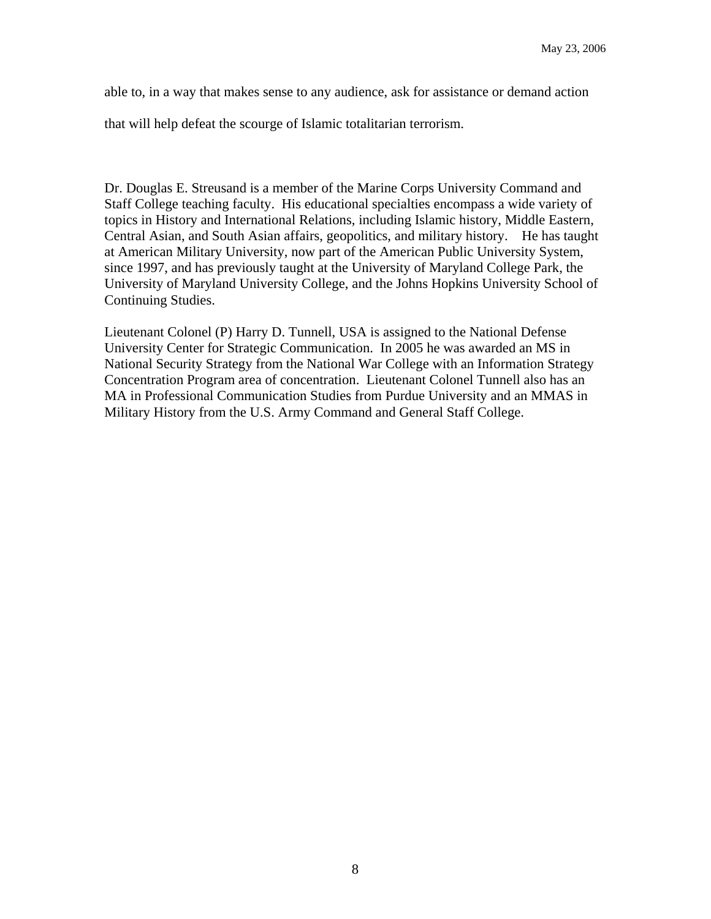able to, in a way that makes sense to any audience, ask for assistance or demand action that will help defeat the scourge of Islamic totalitarian terrorism.

Dr. Douglas E. Streusand is a member of the Marine Corps University Command and Staff College teaching faculty. His educational specialties encompass a wide variety of topics in History and International Relations, including Islamic history, Middle Eastern, Central Asian, and South Asian affairs, geopolitics, and military history. He has taught at American Military University, now part of the American Public University System, since 1997, and has previously taught at the University of Maryland College Park, the University of Maryland University College, and the Johns Hopkins University School of Continuing Studies.

Lieutenant Colonel (P) Harry D. Tunnell, USA is assigned to the National Defense University Center for Strategic Communication. In 2005 he was awarded an MS in National Security Strategy from the National War College with an Information Strategy Concentration Program area of concentration. Lieutenant Colonel Tunnell also has an MA in Professional Communication Studies from Purdue University and an MMAS in Military History from the U.S. Army Command and General Staff College.